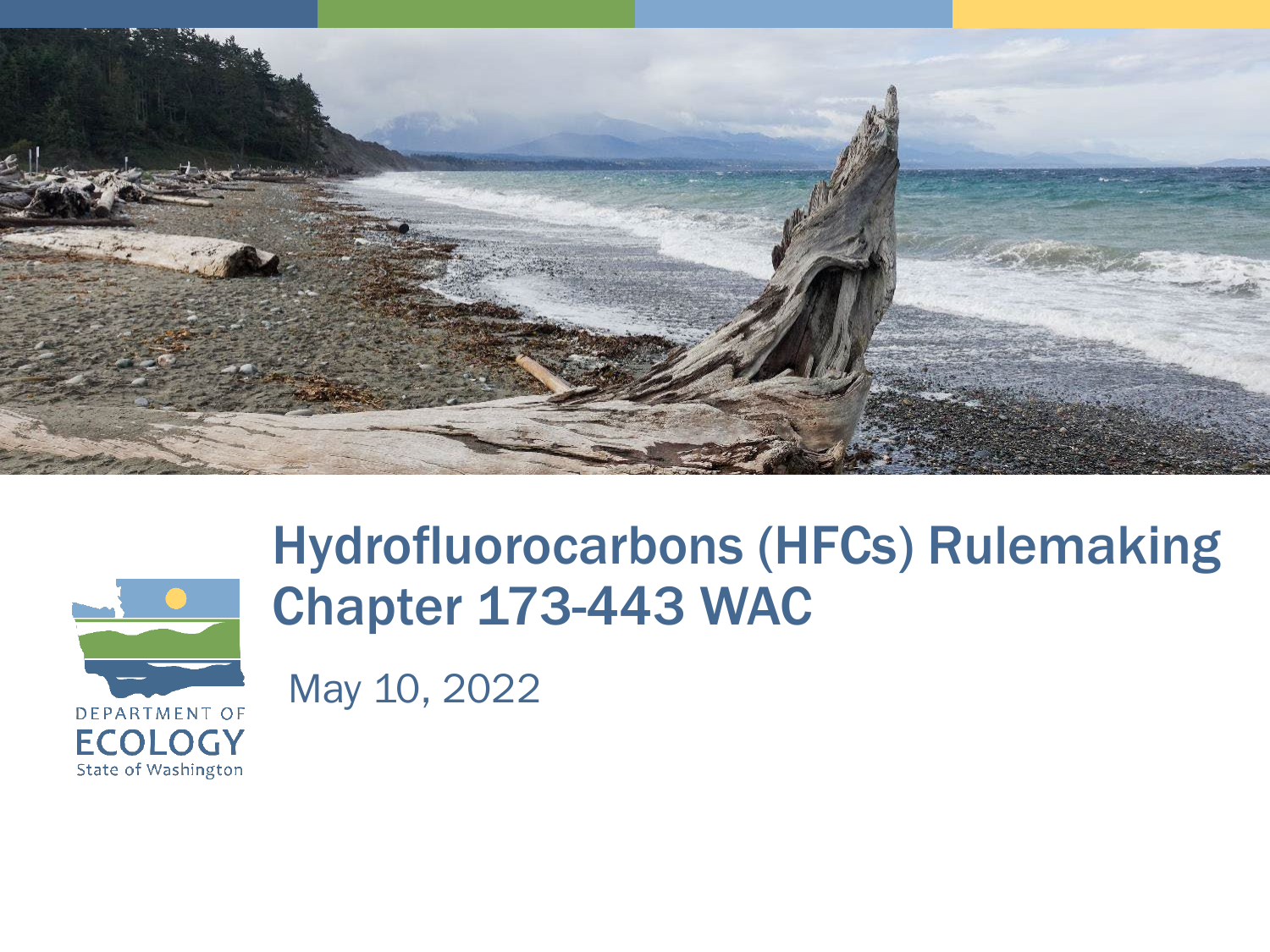# Hydrofluorocarbons (HFCs) Rulemaking Chapter 173-443 WAC

May 10, 2022

DEPARTMENT OF ECOLOGY
State of Washington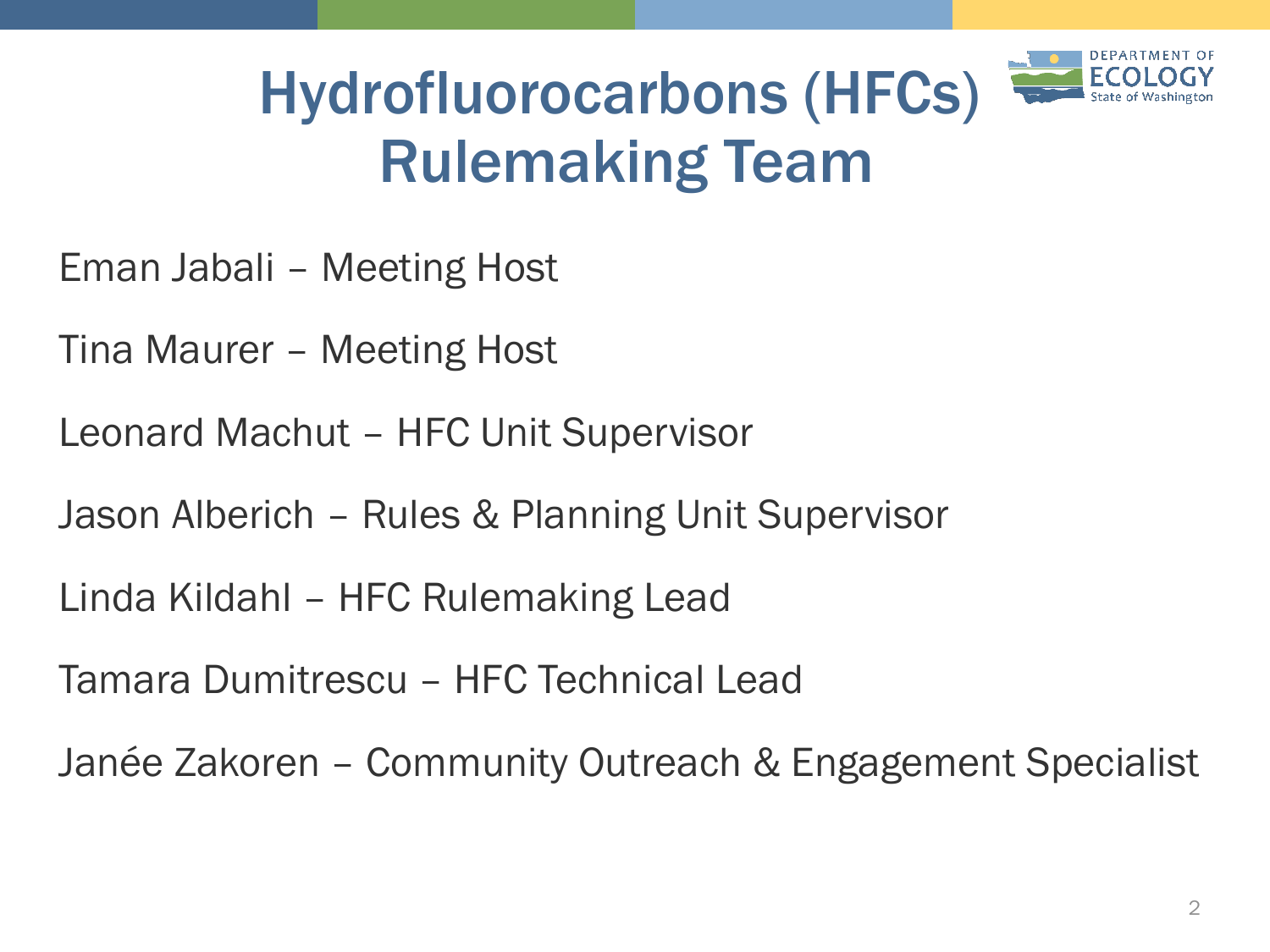# Hydrofluorocarbons (HFCs) Rulemaking Team

Eman Jabali – Meeting Host

Tina Maurer – Meeting Host

Leonard Machut – HFC Unit Supervisor

Jason Alberich – Rules & Planning Unit Supervisor

Linda Kildahl – HFC Rulemaking Lead

Tamara Dumitrescu – HFC Technical Lead

Janée Zakoren – Community Outreach & Engagement Specialist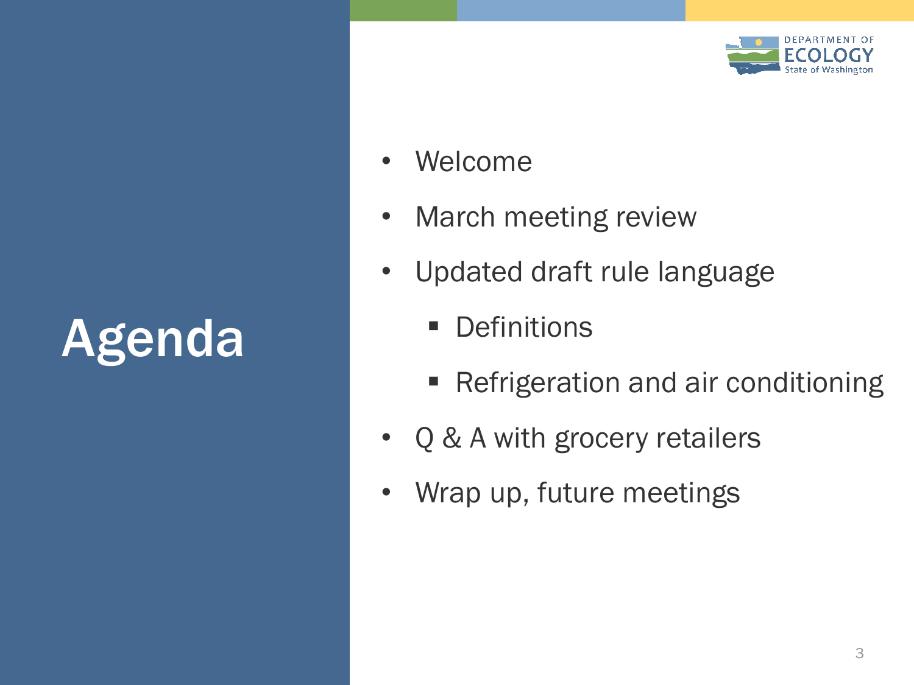# Agenda

- Welcome
- March meeting review
- Updated draft rule language
    - Definitions
    - Refrigeration and air conditioning
- Q & A with grocery retailers
- Wrap up, future meetings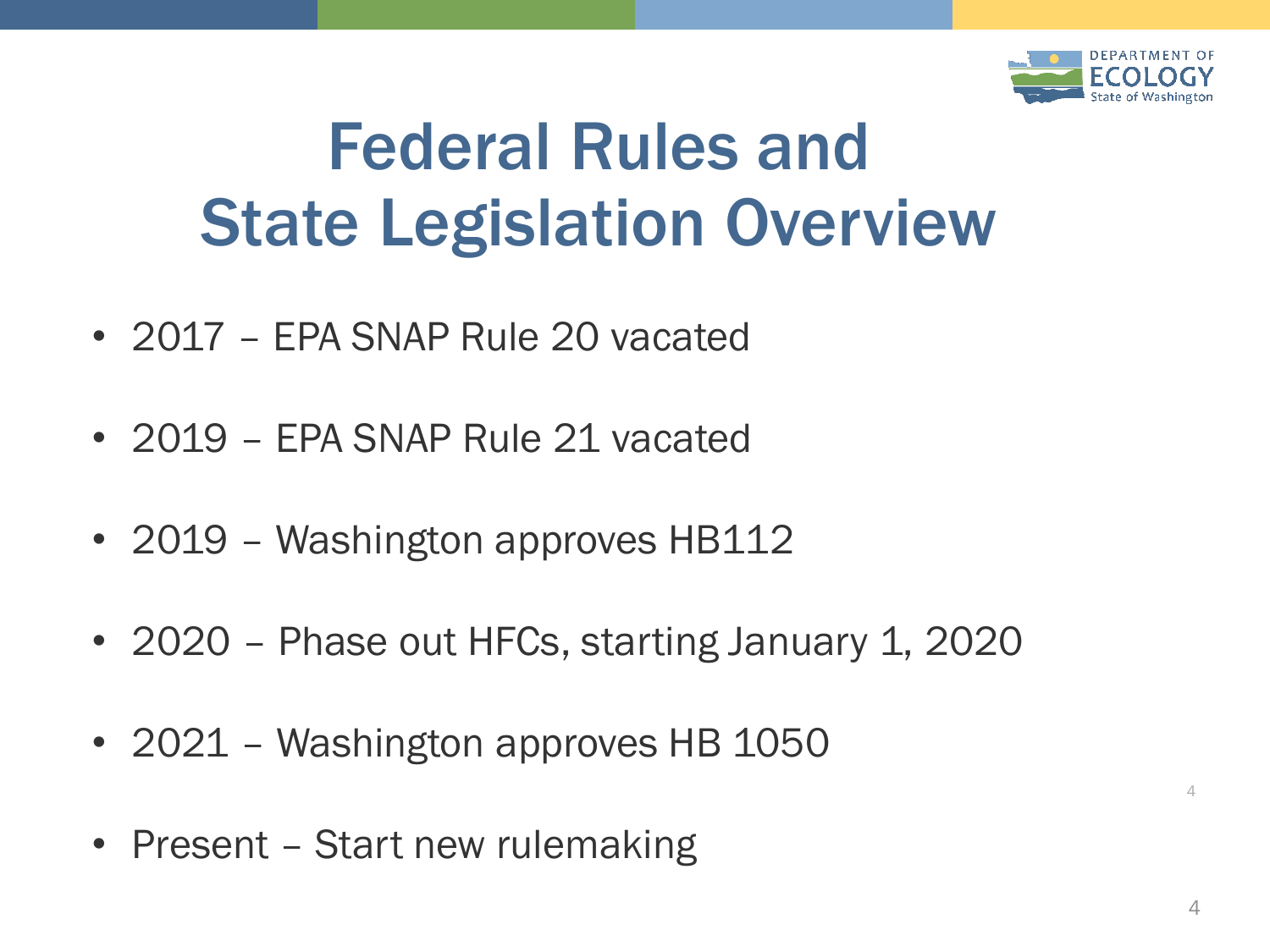# Federal Rules and State Legislation Overview

- 2017 – EPA SNAP Rule 20 vacated
- 2019 – EPA SNAP Rule 21 vacated
- 2019 – Washington approves HB112
- 2020 – Phase out HFCs, starting January 1, 2020
- 2021 – Washington approves HB 1050
- Present – Start new rulemaking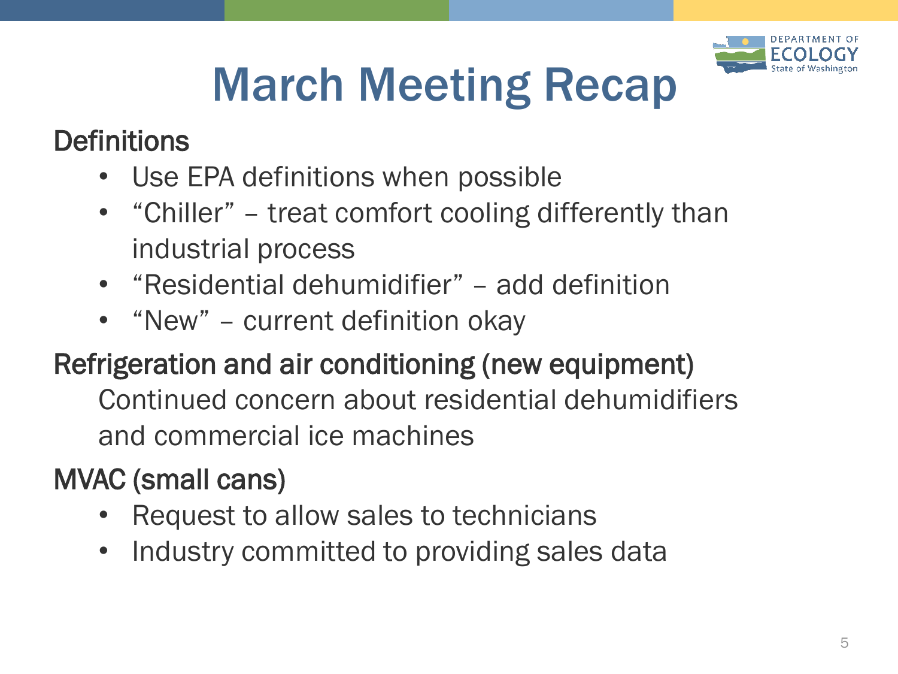# March Meeting Recap

## Definitions

- Use EPA definitions when possible
- "Chiller" – treat comfort cooling differently than industrial process
- "Residential dehumidifier" – add definition
- "New" – current definition okay

## Refrigeration and air conditioning (new equipment)

Continued concern about residential dehumidifiers and commercial ice machines

## MVAC (small cans)

- Request to allow sales to technicians
- Industry committed to providing sales data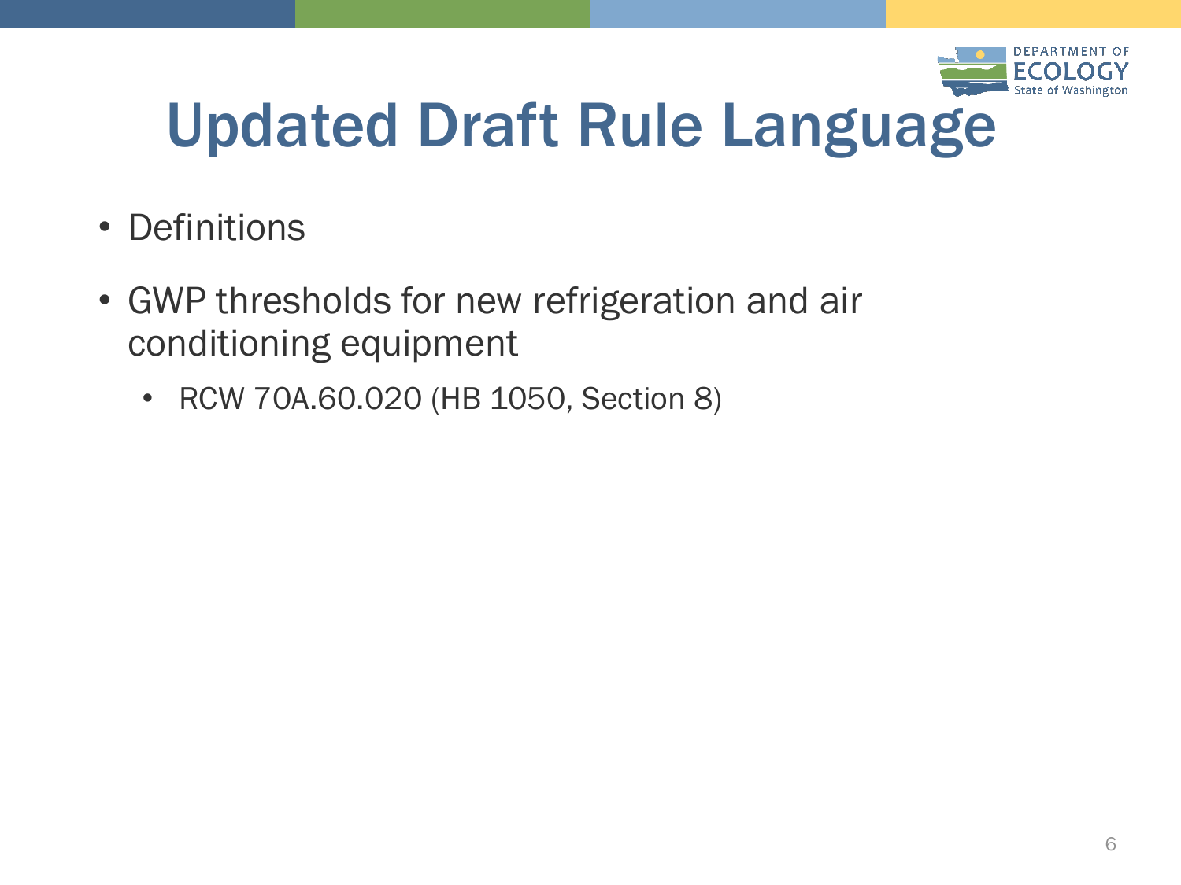# Updated Draft Rule Language

- Definitions
- GWP thresholds for new refrigeration and air conditioning equipment
  - RCW 70A.60.020 (HB 1050, Section 8)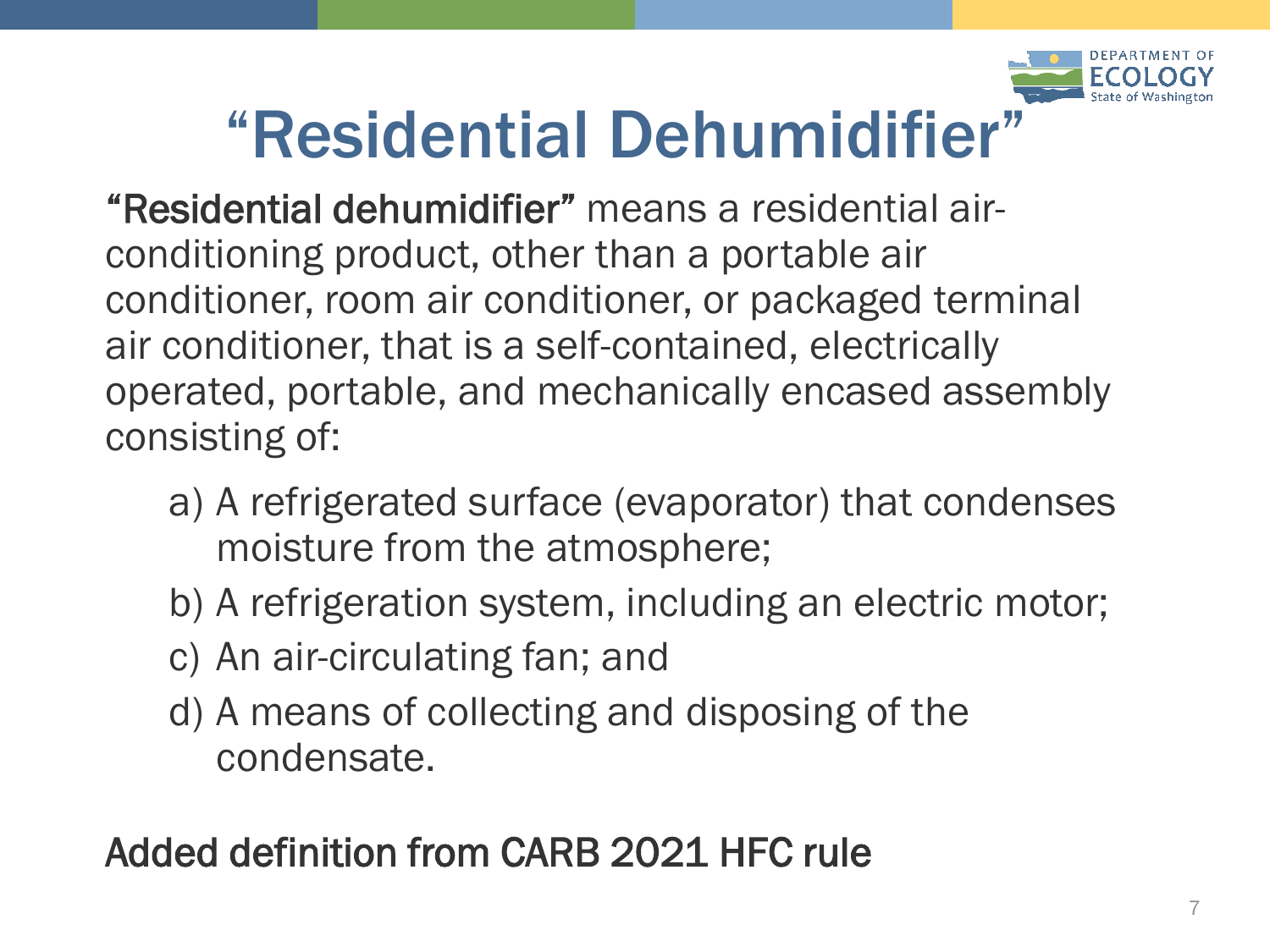# "Residential Dehumidifier"

**"Residential dehumidifier"** means a residential air-conditioning product, other than a portable air conditioner, room air conditioner, or packaged terminal air conditioner, that is a self-contained, electrically operated, portable, and mechanically encased assembly consisting of:

a) A refrigerated surface (evaporator) that condenses moisture from the atmosphere;

b) A refrigeration system, including an electric motor;

c) An air-circulating fan; and

d) A means of collecting and disposing of the condensate.

Added definition from CARB 2021 HFC rule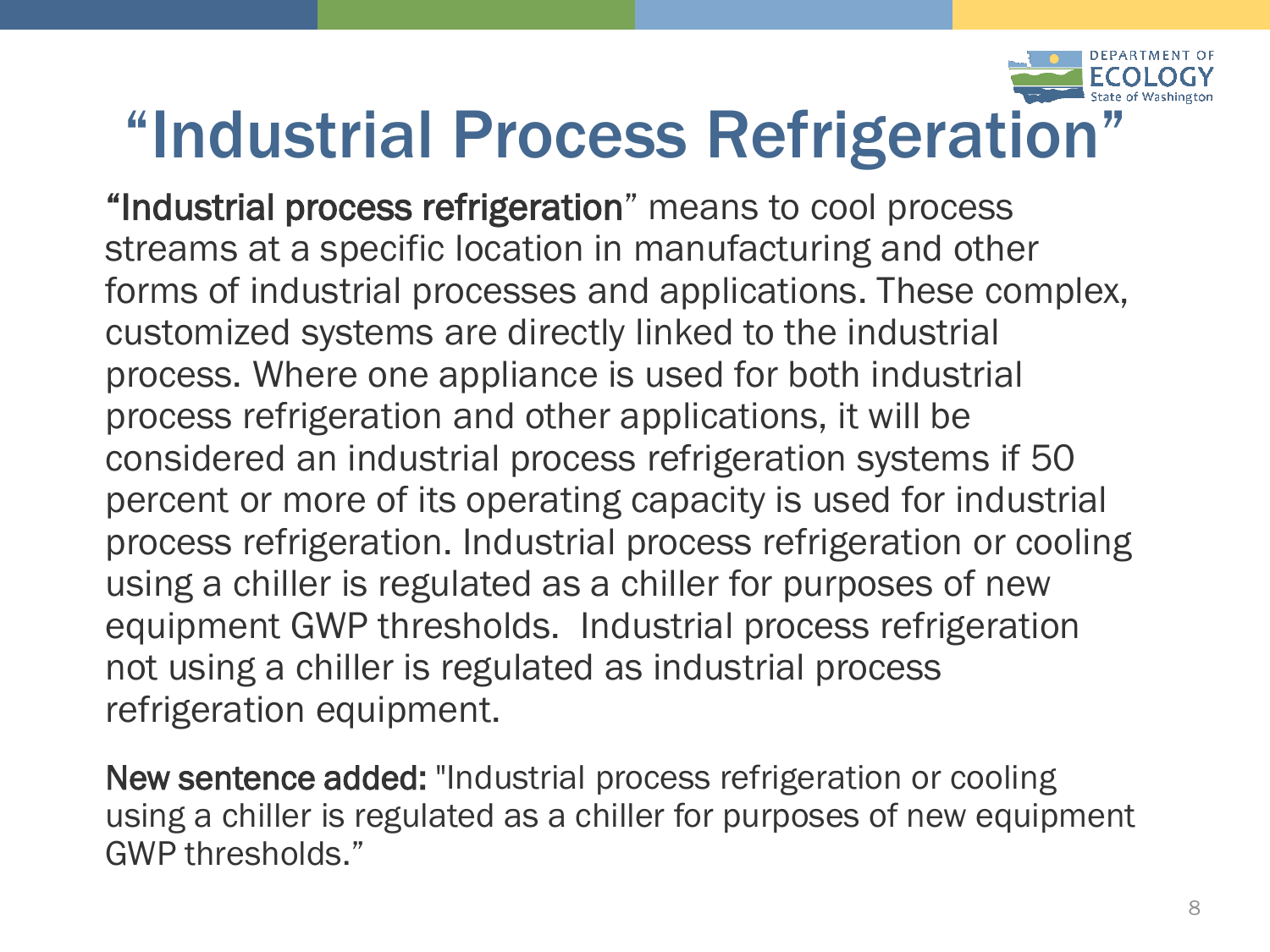# "Industrial Process Refrigeration"

**"Industrial process refrigeration**" means to cool process streams at a specific location in manufacturing and other forms of industrial processes and applications. These complex, customized systems are directly linked to the industrial process. Where one appliance is used for both industrial process refrigeration and other applications, it will be considered an industrial process refrigeration systems if 50 percent or more of its operating capacity is used for industrial process refrigeration. Industrial process refrigeration or cooling using a chiller is regulated as a chiller for purposes of new equipment GWP thresholds.  Industrial process refrigeration not using a chiller is regulated as industrial process refrigeration equipment.

**New sentence added:** "Industrial process refrigeration or cooling using a chiller is regulated as a chiller for purposes of new equipment GWP thresholds."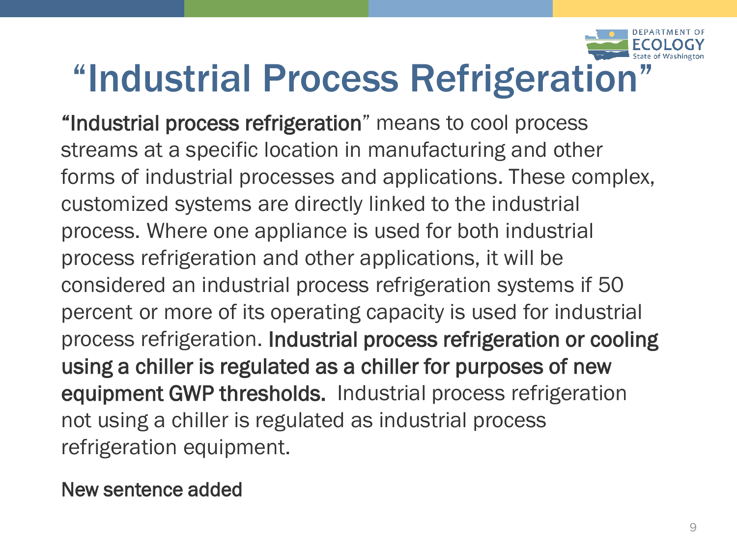# "Industrial Process Refrigeration"

"**Industrial process refrigeration**" means to cool process streams at a specific location in manufacturing and other forms of industrial processes and applications. These complex, customized systems are directly linked to the industrial process. Where one appliance is used for both industrial process refrigeration and other applications, it will be considered an industrial process refrigeration systems if 50 percent or more of its operating capacity is used for industrial process refrigeration. **Industrial process refrigeration or cooling using a chiller is regulated as a chiller for purposes of new equipment GWP thresholds.** Industrial process refrigeration not using a chiller is regulated as industrial process refrigeration equipment.

New sentence added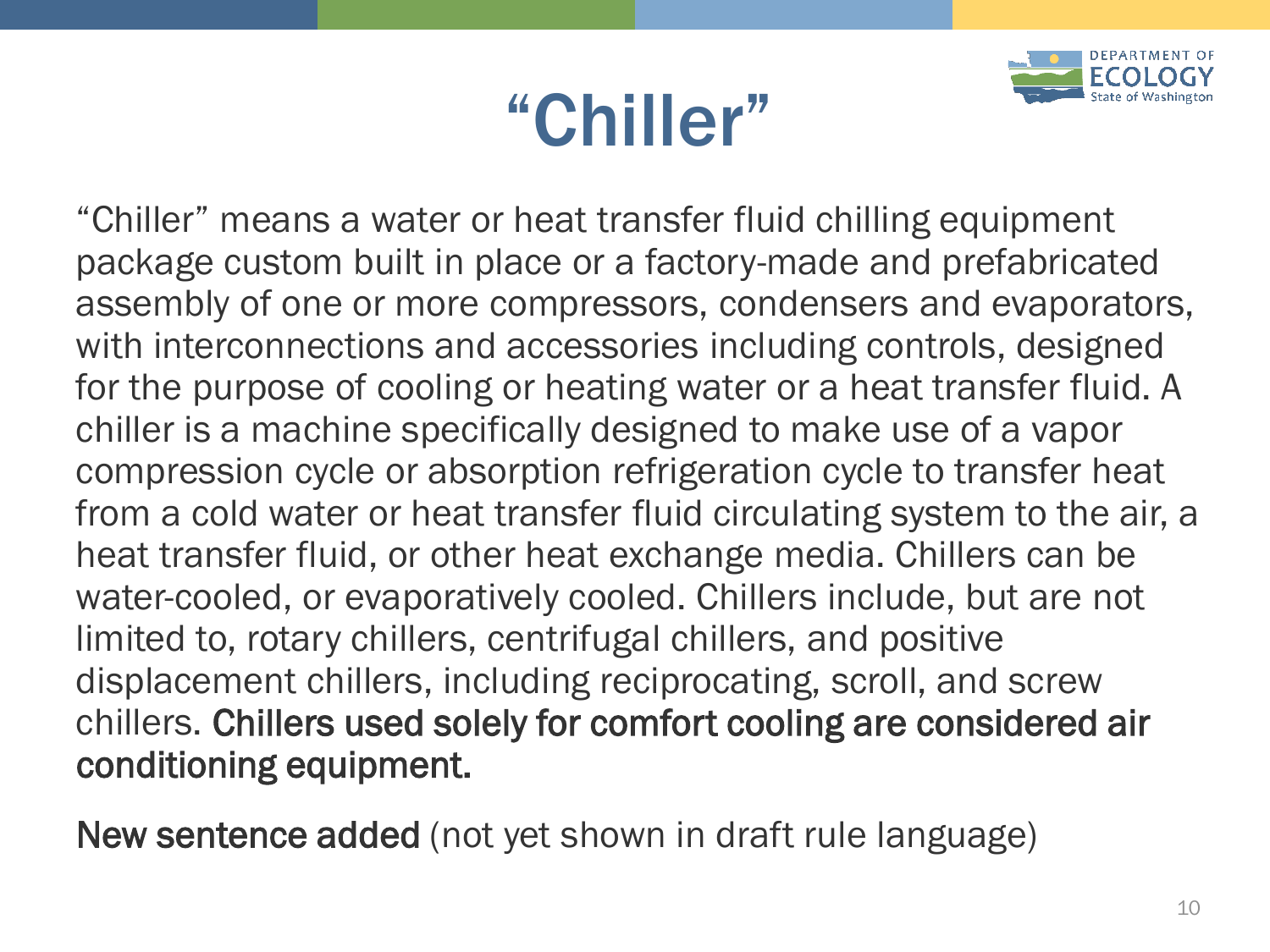# "Chiller"

"Chiller" means a water or heat transfer fluid chilling equipment package custom built in place or a factory-made and prefabricated assembly of one or more compressors, condensers and evaporators, with interconnections and accessories including controls, designed for the purpose of cooling or heating water or a heat transfer fluid. A chiller is a machine specifically designed to make use of a vapor compression cycle or absorption refrigeration cycle to transfer heat from a cold water or heat transfer fluid circulating system to the air, a heat transfer fluid, or other heat exchange media. Chillers can be water-cooled, or evaporatively cooled. Chillers include, but are not limited to, rotary chillers, centrifugal chillers, and positive displacement chillers, including reciprocating, scroll, and screw chillers. **Chillers used solely for comfort cooling are considered air conditioning equipment.**

**New sentence added** (not yet shown in draft rule language)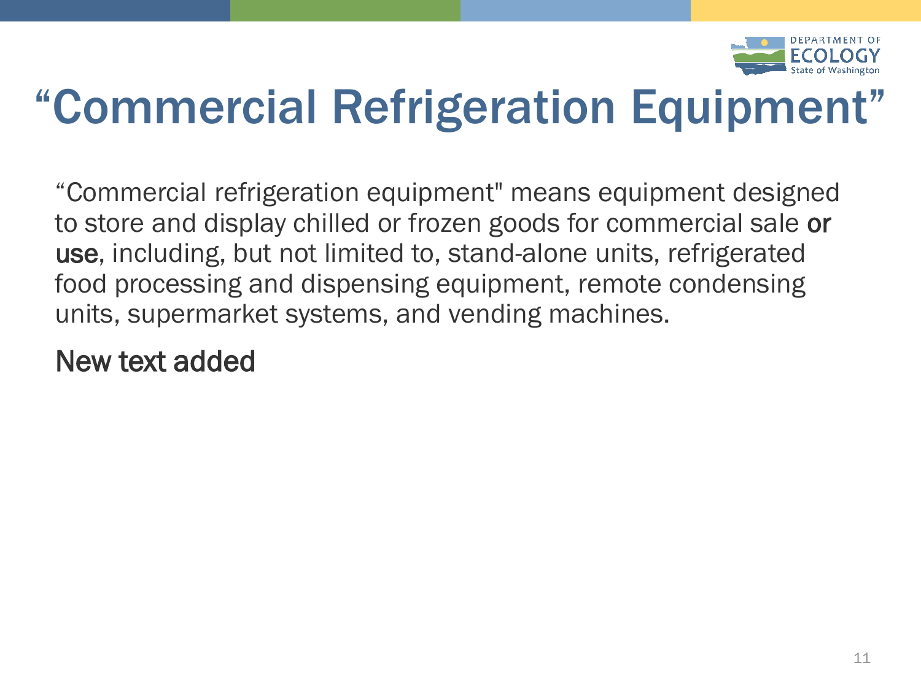# "Commercial Refrigeration Equipment"

"Commercial refrigeration equipment" means equipment designed to store and display chilled or frozen goods for commercial sale or use, including, but not limited to, stand-alone units, refrigerated food processing and dispensing equipment, remote condensing units, supermarket systems, and vending machines.

New text added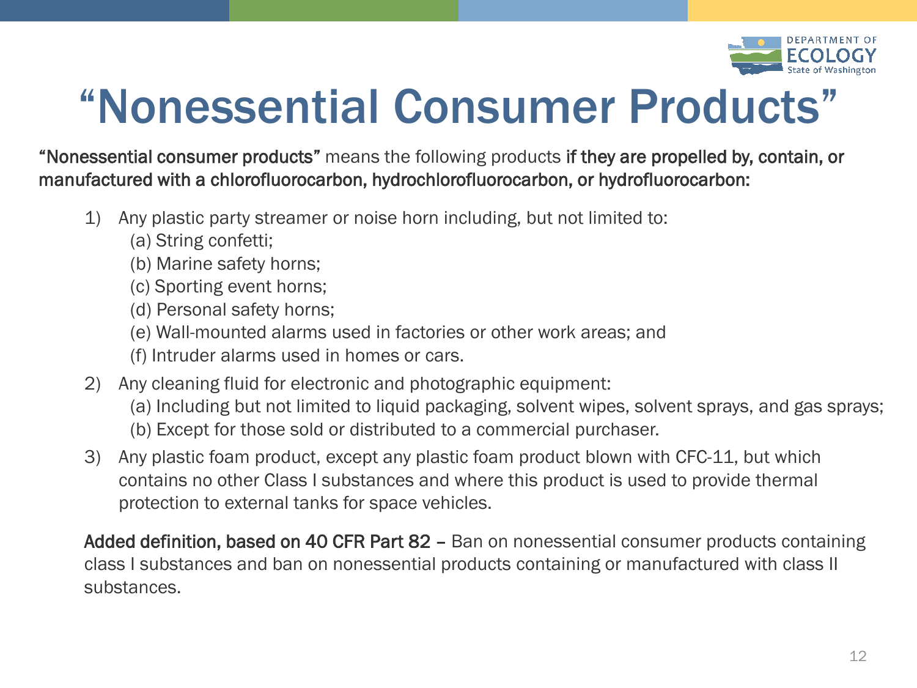# "Nonessential Consumer Products"

**"Nonessential consumer products"** means the following products **if they are propelled by, contain, or manufactured with a chlorofluorocarbon, hydrochlorofluorocarbon, or hydrofluorocarbon:**

1) Any plastic party streamer or noise horn including, but not limited to:
   (a) String confetti;
   (b) Marine safety horns;
   (c) Sporting event horns;
   (d) Personal safety horns;
   (e) Wall-mounted alarms used in factories or other work areas; and
   (f) Intruder alarms used in homes or cars.
2) Any cleaning fluid for electronic and photographic equipment:
   (a) Including but not limited to liquid packaging, solvent wipes, solvent sprays, and gas sprays;
   (b) Except for those sold or distributed to a commercial purchaser.
3) Any plastic foam product, except any plastic foam product blown with CFC-11, but which contains no other Class I substances and where this product is used to provide thermal protection to external tanks for space vehicles.

**Added definition, based on 40 CFR Part 82 –** Ban on nonessential consumer products containing class I substances and ban on nonessential products containing or manufactured with class II substances.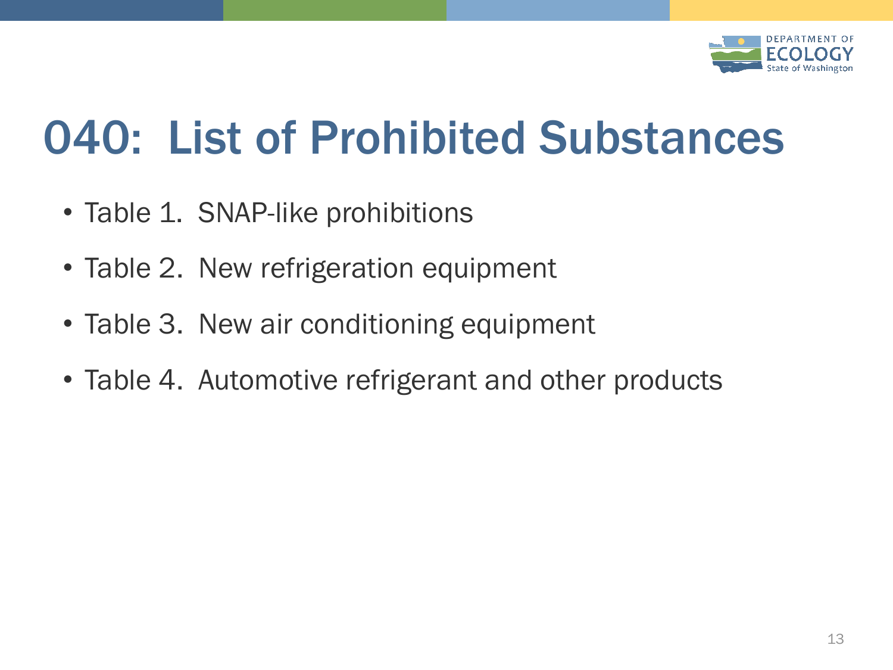# 040: List of Prohibited Substances

- Table 1. SNAP-like prohibitions
- Table 2. New refrigeration equipment
- Table 3. New air conditioning equipment
- Table 4. Automotive refrigerant and other products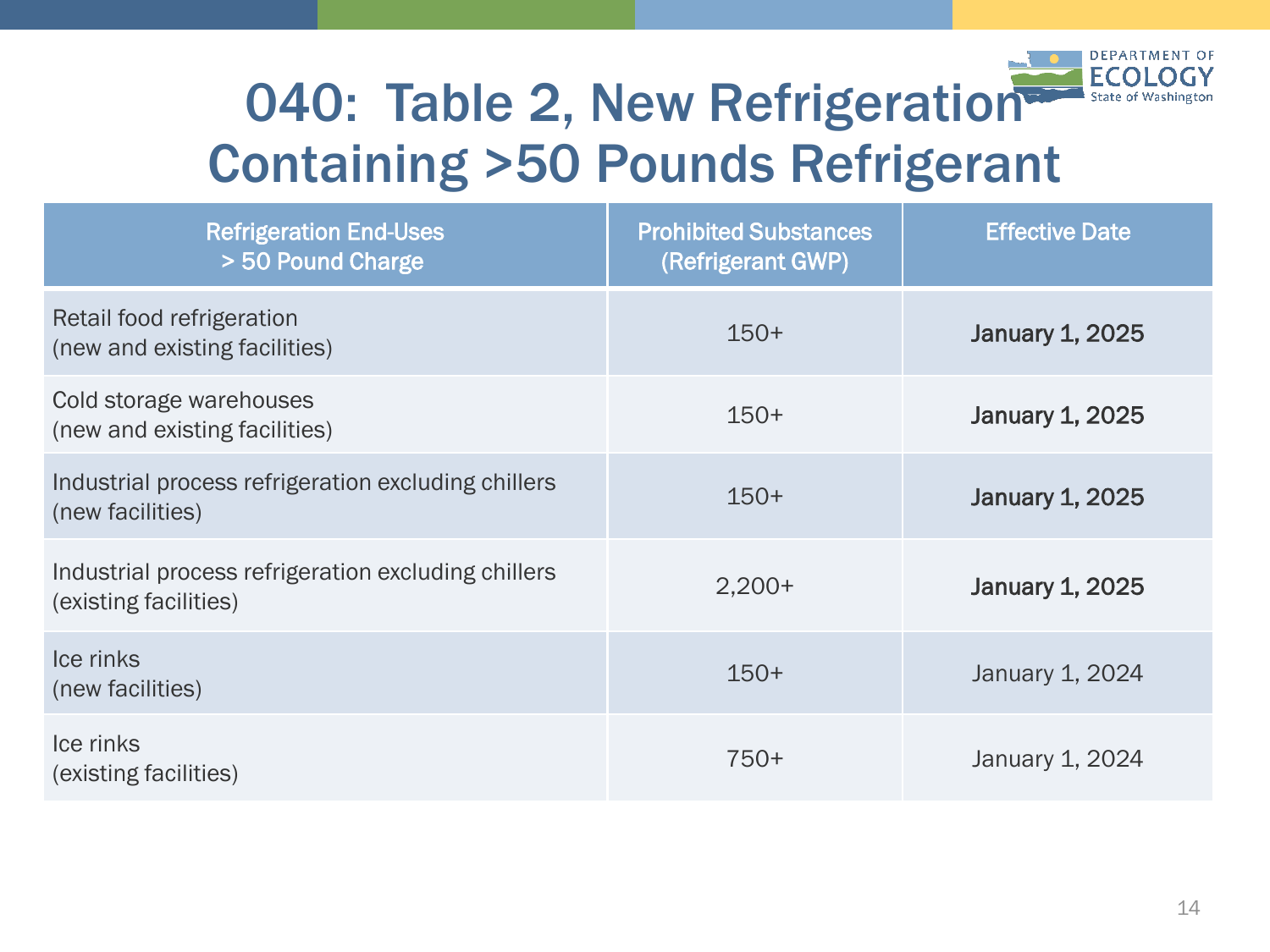# 040: Table 2, New Refrigeration Containing >50 Pounds Refrigerant

| Refrigeration End-Uses > 50 Pound Charge | Prohibited Substances (Refrigerant GWP) | Effective Date |
|---|---|---|
| Retail food refrigeration (new and existing facilities) | 150+ | **January 1, 2025** |
| Cold storage warehouses (new and existing facilities) | 150+ | **January 1, 2025** |
| Industrial process refrigeration excluding chillers (new facilities) | 150+ | **January 1, 2025** |
| Industrial process refrigeration excluding chillers (existing facilities) | 2,200+ | **January 1, 2025** |
| Ice rinks (new facilities) | 150+ | January 1, 2024 |
| Ice rinks (existing facilities) | 750+ | January 1, 2024 |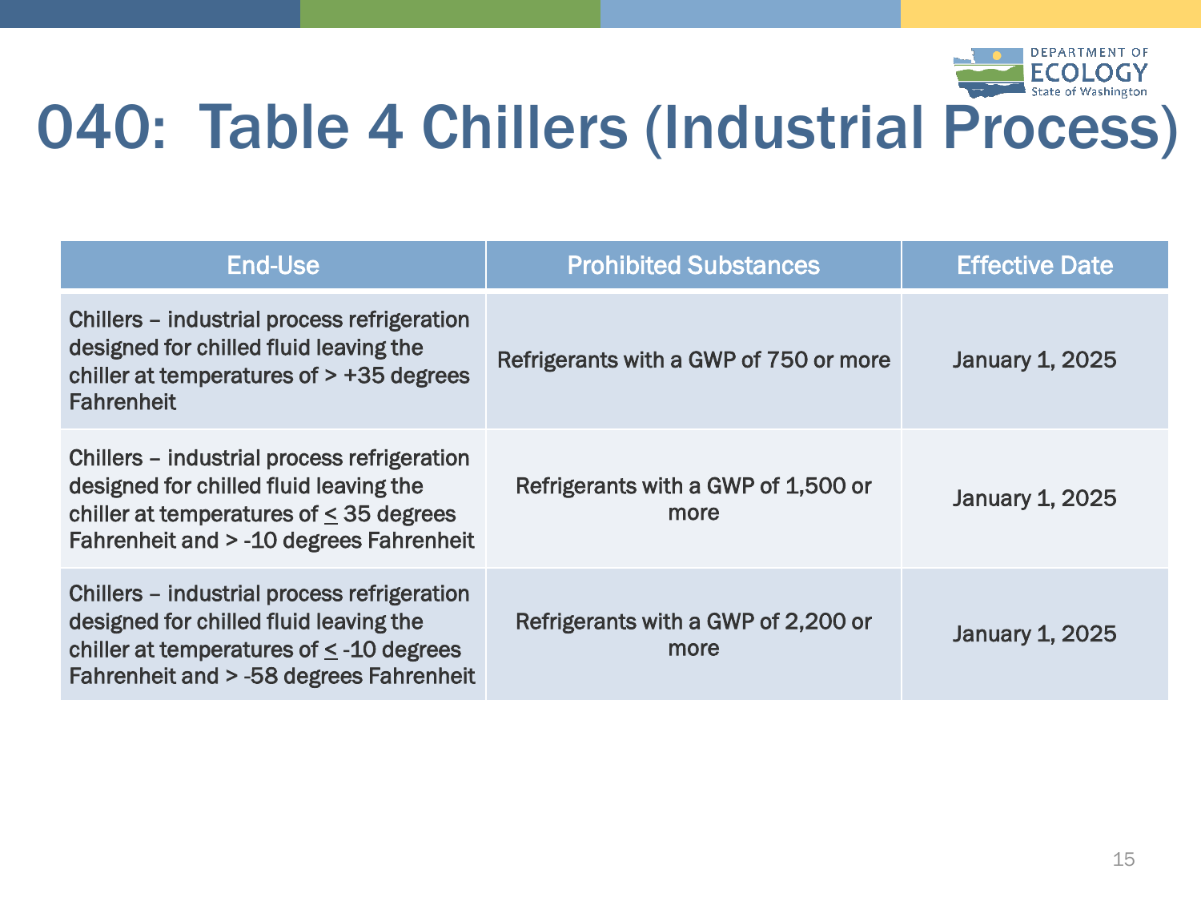# 040: Table 4 Chillers (Industrial Process)

| End-Use | Prohibited Substances | Effective Date |
|---|---|---|
| Chillers – industrial process refrigeration designed for chilled fluid leaving the chiller at temperatures of > +35 degrees Fahrenheit | Refrigerants with a GWP of 750 or more | January 1, 2025 |
| Chillers – industrial process refrigeration designed for chilled fluid leaving the chiller at temperatures of ≤ 35 degrees Fahrenheit and > -10 degrees Fahrenheit | Refrigerants with a GWP of 1,500 or more | January 1, 2025 |
| Chillers – industrial process refrigeration designed for chilled fluid leaving the chiller at temperatures of ≤ -10 degrees Fahrenheit and > -58 degrees Fahrenheit | Refrigerants with a GWP of 2,200 or more | January 1, 2025 |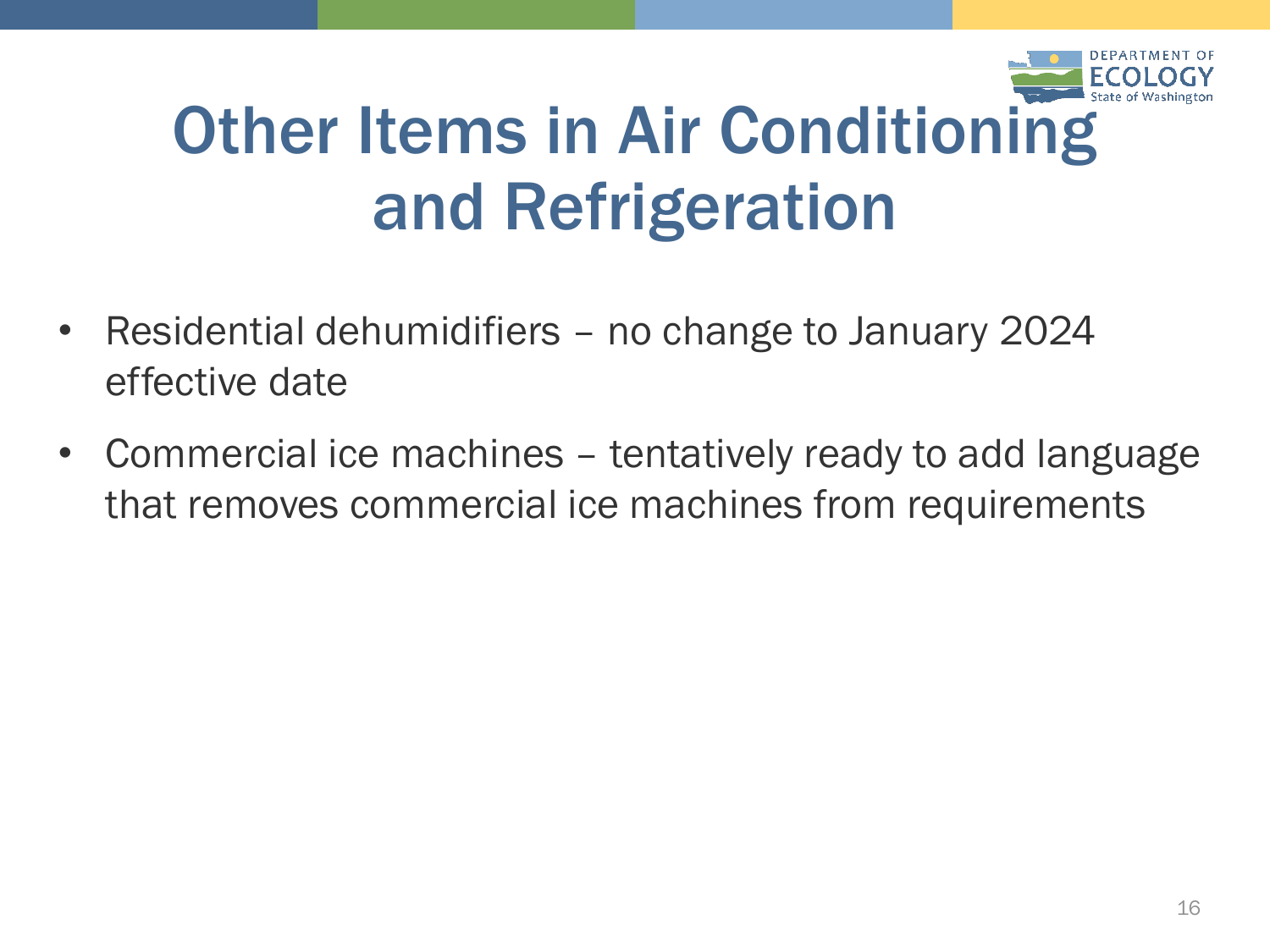# Other Items in Air Conditioning and Refrigeration

- Residential dehumidifiers – no change to January 2024 effective date
- Commercial ice machines – tentatively ready to add language that removes commercial ice machines from requirements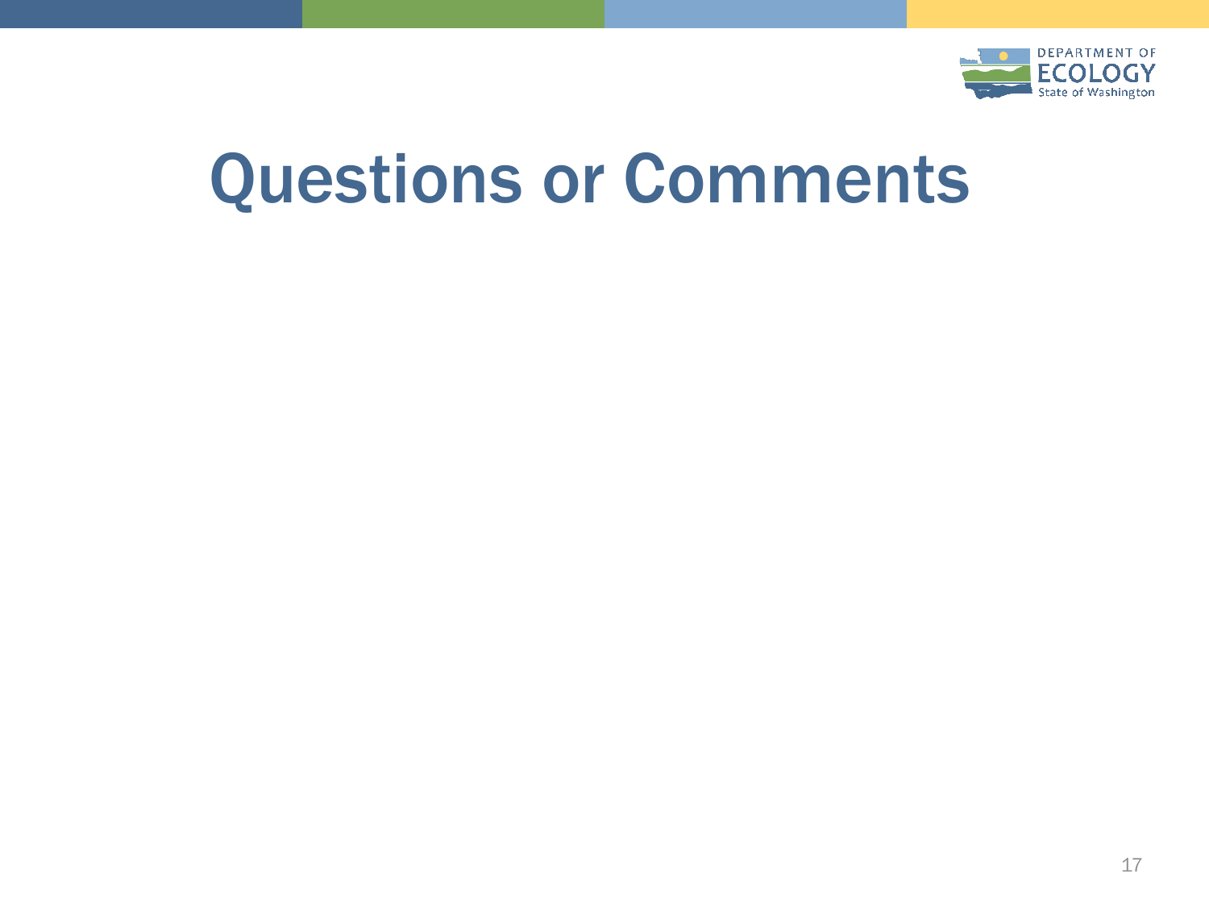# Questions or Comments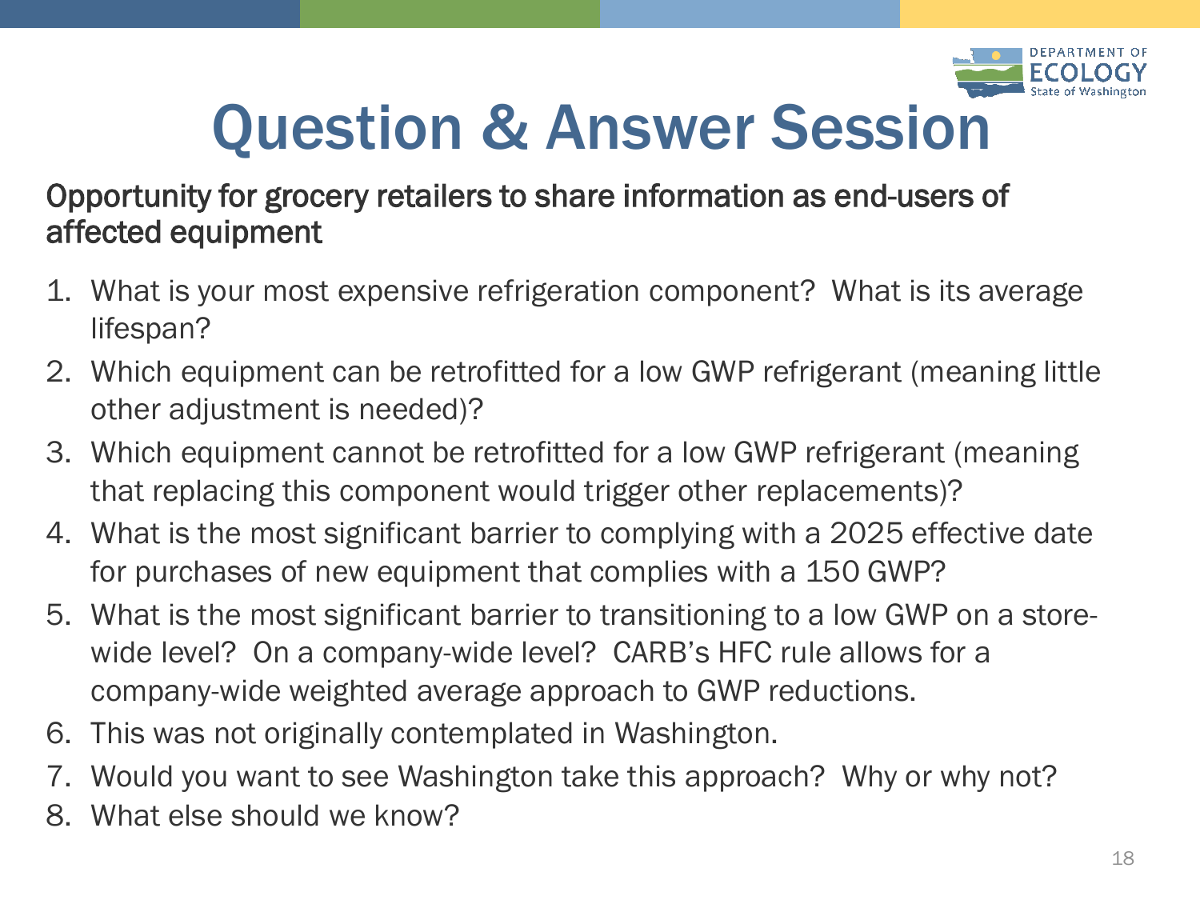# Question & Answer Session

## Opportunity for grocery retailers to share information as end-users of affected equipment

1. What is your most expensive refrigeration component? What is its average lifespan?
2. Which equipment can be retrofitted for a low GWP refrigerant (meaning little other adjustment is needed)?
3. Which equipment cannot be retrofitted for a low GWP refrigerant (meaning that replacing this component would trigger other replacements)?
4. What is the most significant barrier to complying with a 2025 effective date for purchases of new equipment that complies with a 150 GWP?
5. What is the most significant barrier to transitioning to a low GWP on a store-wide level? On a company-wide level? CARB's HFC rule allows for a company-wide weighted average approach to GWP reductions.
6. This was not originally contemplated in Washington.
7. Would you want to see Washington take this approach? Why or why not?
8. What else should we know?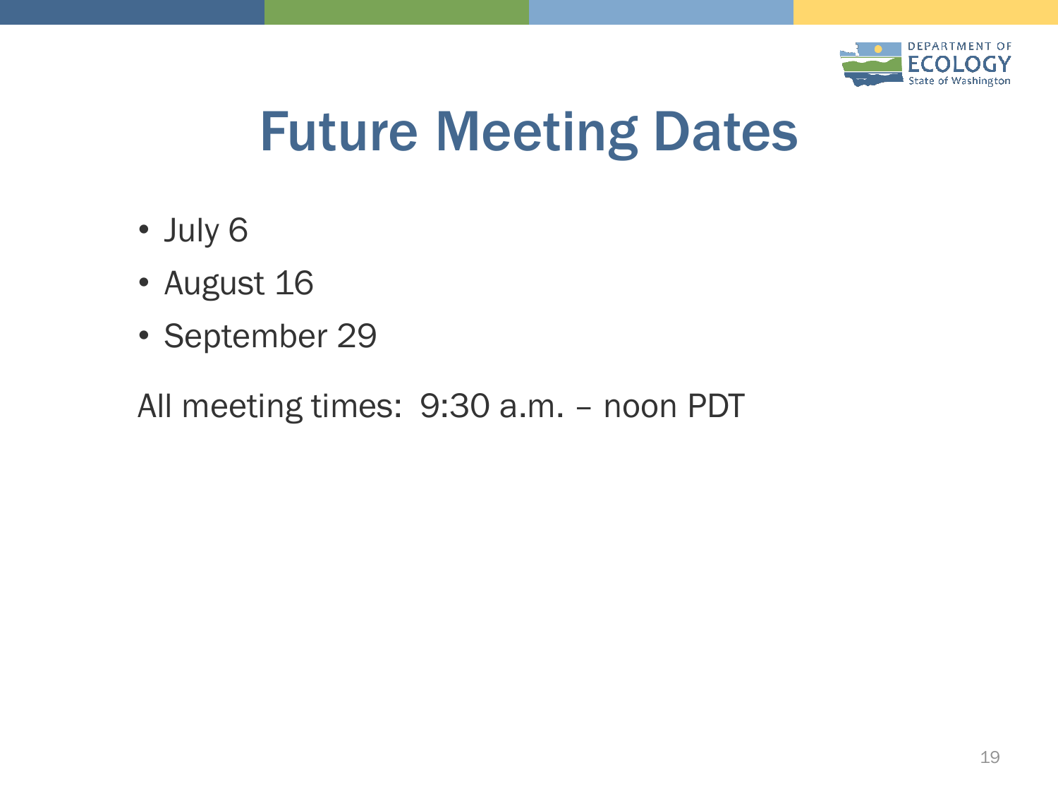# Future Meeting Dates

- July 6
- August 16
- September 29

All meeting times: 9:30 a.m. – noon PDT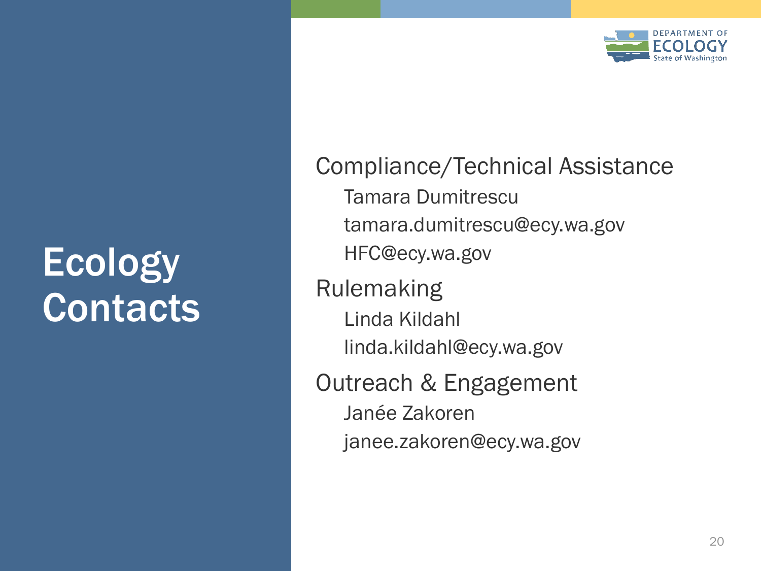# Ecology Contacts

## Compliance/Technical Assistance

Tamara Dumitrescu

tamara.dumitrescu@ecy.wa.gov

HFC@ecy.wa.gov

## Rulemaking

Linda Kildahl

linda.kildahl@ecy.wa.gov

## Outreach & Engagement

Janée Zakoren

janee.zakoren@ecy.wa.gov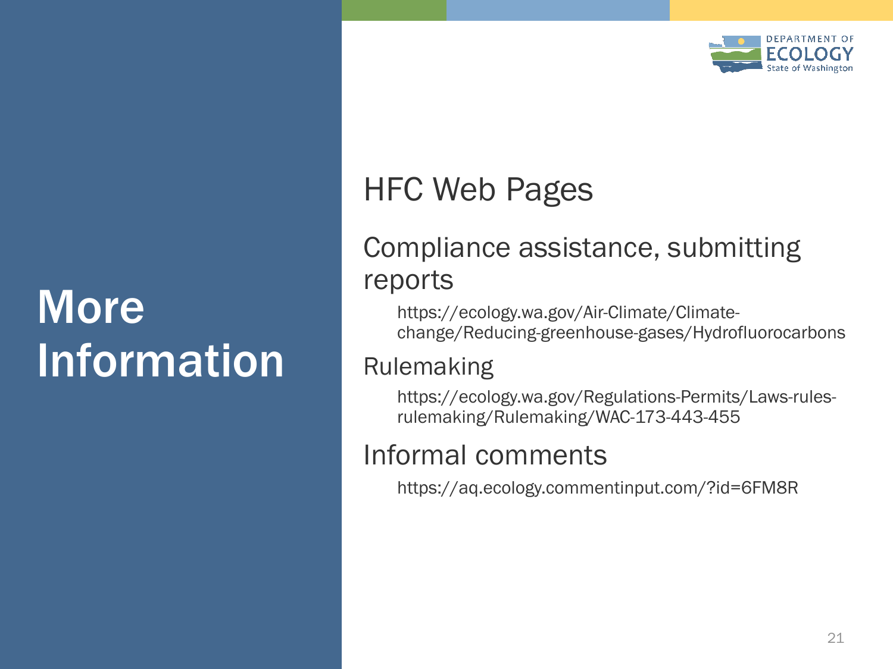# More Information

## HFC Web Pages

### Compliance assistance, submitting reports

https://ecology.wa.gov/Air-Climate/Climate-change/Reducing-greenhouse-gases/Hydrofluorocarbons

### Rulemaking

https://ecology.wa.gov/Regulations-Permits/Laws-rules-rulemaking/Rulemaking/WAC-173-443-455

### Informal comments

https://aq.ecology.commentinput.com/?id=6FM8R